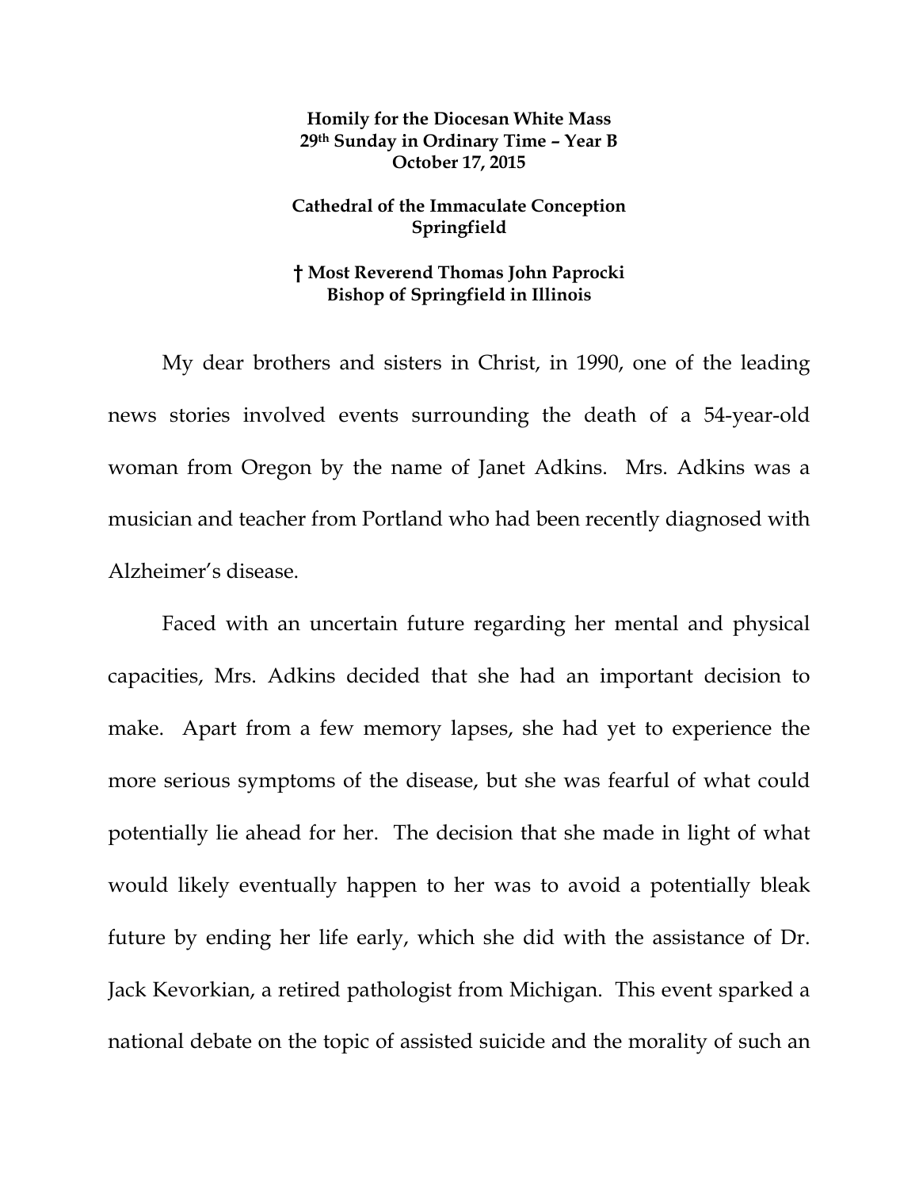**Homily for the Diocesan White Mass**
**29th Sunday in Ordinary Time – Year B**
**October 17, 2015**

**Cathedral of the Immaculate Conception**
**Springfield**

**† Most Reverend Thomas John Paprocki**
**Bishop of Springfield in Illinois**

My dear brothers and sisters in Christ, in 1990, one of the leading news stories involved events surrounding the death of a 54-year-old woman from Oregon by the name of Janet Adkins. Mrs. Adkins was a musician and teacher from Portland who had been recently diagnosed with Alzheimer's disease.

Faced with an uncertain future regarding her mental and physical capacities, Mrs. Adkins decided that she had an important decision to make. Apart from a few memory lapses, she had yet to experience the more serious symptoms of the disease, but she was fearful of what could potentially lie ahead for her. The decision that she made in light of what would likely eventually happen to her was to avoid a potentially bleak future by ending her life early, which she did with the assistance of Dr. Jack Kevorkian, a retired pathologist from Michigan. This event sparked a national debate on the topic of assisted suicide and the morality of such an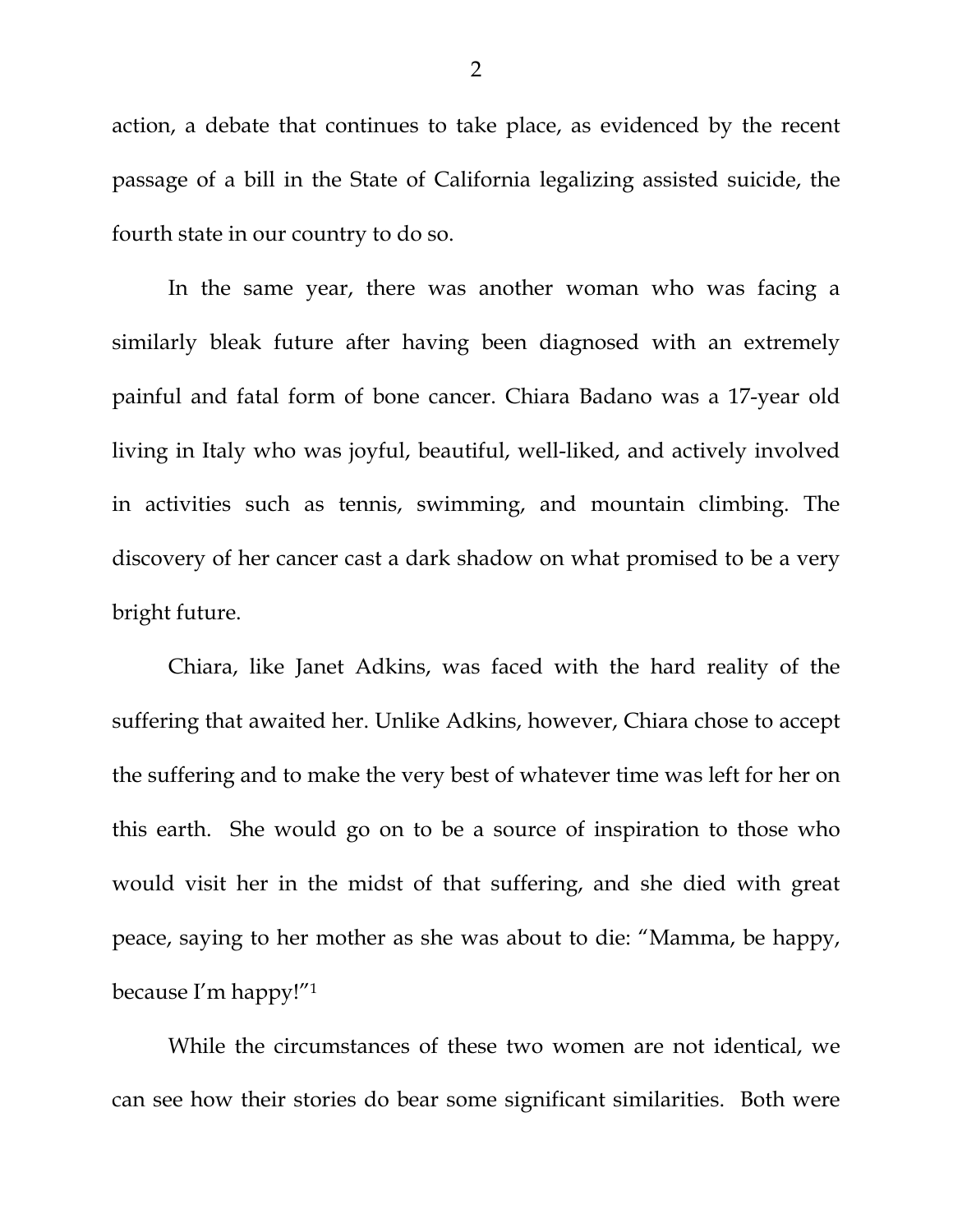action, a debate that continues to take place, as evidenced by the recent passage of a bill in the State of California legalizing assisted suicide, the fourth state in our country to do so.

In the same year, there was another woman who was facing a similarly bleak future after having been diagnosed with an extremely painful and fatal form of bone cancer. Chiara Badano was a 17-year old living in Italy who was joyful, beautiful, well-liked, and actively involved in activities such as tennis, swimming, and mountain climbing. The discovery of her cancer cast a dark shadow on what promised to be a very bright future.

Chiara, like Janet Adkins, was faced with the hard reality of the suffering that awaited her. Unlike Adkins, however, Chiara chose to accept the suffering and to make the very best of whatever time was left for her on this earth. She would go on to be a source of inspiration to those who would visit her in the midst of that suffering, and she died with great peace, saying to her mother as she was about to die: "Mamma, be happy, because I'm happy!"[1]

While the circumstances of these two women are not identical, we can see how their stories do bear some significant similarities. Both were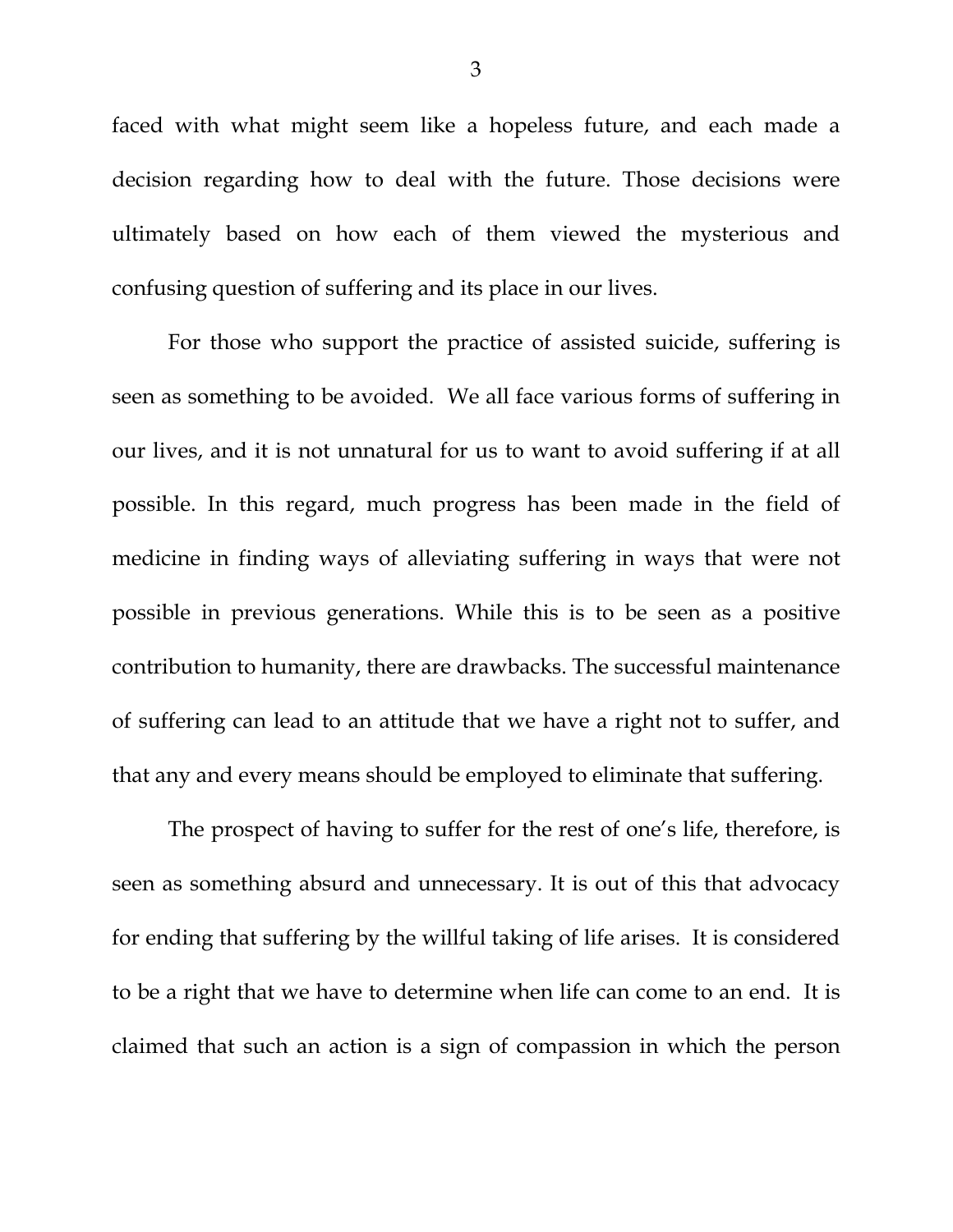faced with what might seem like a hopeless future, and each made a decision regarding how to deal with the future. Those decisions were ultimately based on how each of them viewed the mysterious and confusing question of suffering and its place in our lives.

For those who support the practice of assisted suicide, suffering is seen as something to be avoided. We all face various forms of suffering in our lives, and it is not unnatural for us to want to avoid suffering if at all possible. In this regard, much progress has been made in the field of medicine in finding ways of alleviating suffering in ways that were not possible in previous generations. While this is to be seen as a positive contribution to humanity, there are drawbacks. The successful maintenance of suffering can lead to an attitude that we have a right not to suffer, and that any and every means should be employed to eliminate that suffering.

The prospect of having to suffer for the rest of one's life, therefore, is seen as something absurd and unnecessary. It is out of this that advocacy for ending that suffering by the willful taking of life arises. It is considered to be a right that we have to determine when life can come to an end. It is claimed that such an action is a sign of compassion in which the person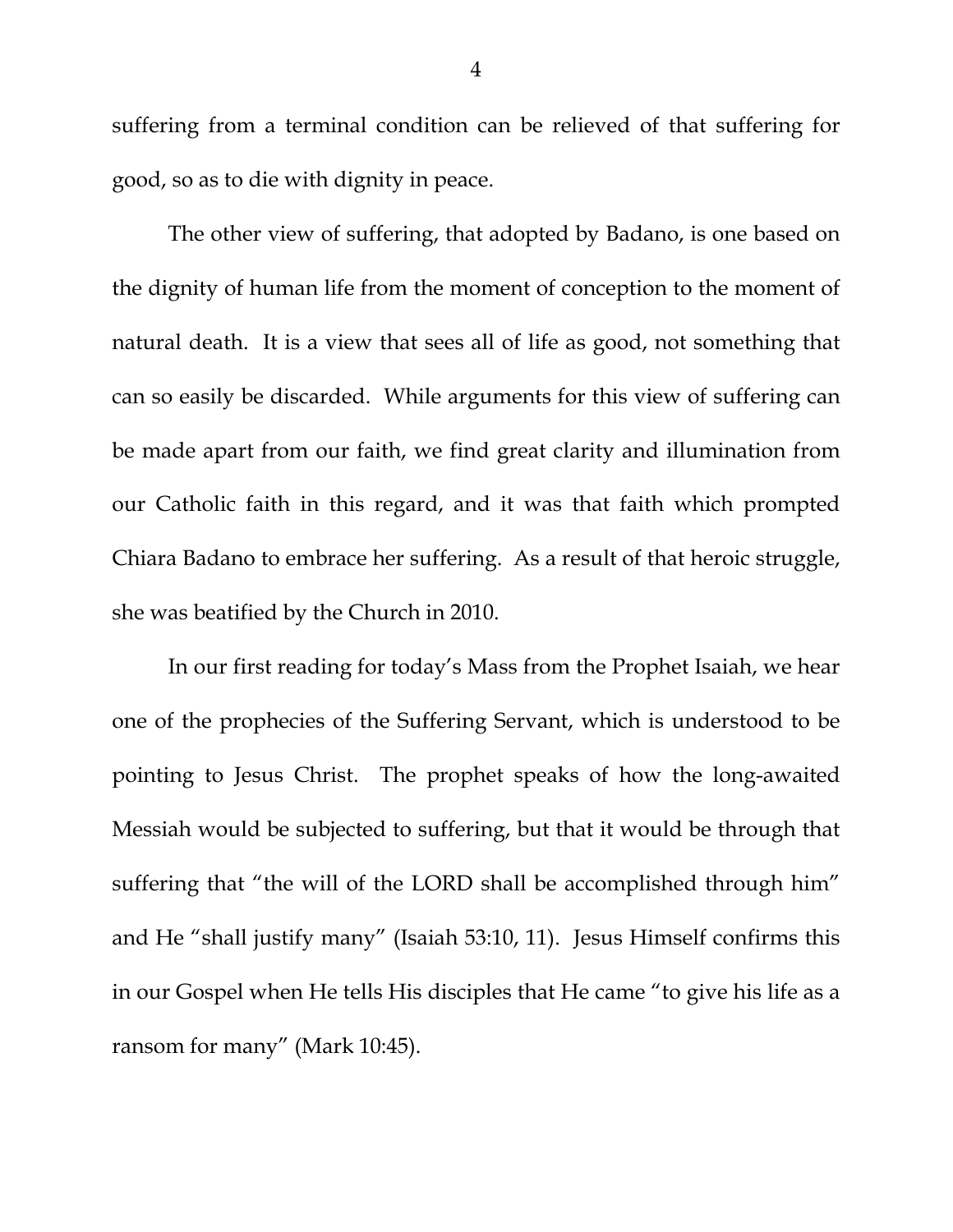suffering from a terminal condition can be relieved of that suffering for good, so as to die with dignity in peace.

The other view of suffering, that adopted by Badano, is one based on the dignity of human life from the moment of conception to the moment of natural death. It is a view that sees all of life as good, not something that can so easily be discarded. While arguments for this view of suffering can be made apart from our faith, we find great clarity and illumination from our Catholic faith in this regard, and it was that faith which prompted Chiara Badano to embrace her suffering. As a result of that heroic struggle, she was beatified by the Church in 2010.

In our first reading for today's Mass from the Prophet Isaiah, we hear one of the prophecies of the Suffering Servant, which is understood to be pointing to Jesus Christ. The prophet speaks of how the long-awaited Messiah would be subjected to suffering, but that it would be through that suffering that "the will of the LORD shall be accomplished through him" and He "shall justify many" (Isaiah 53:10, 11). Jesus Himself confirms this in our Gospel when He tells His disciples that He came "to give his life as a ransom for many" (Mark 10:45).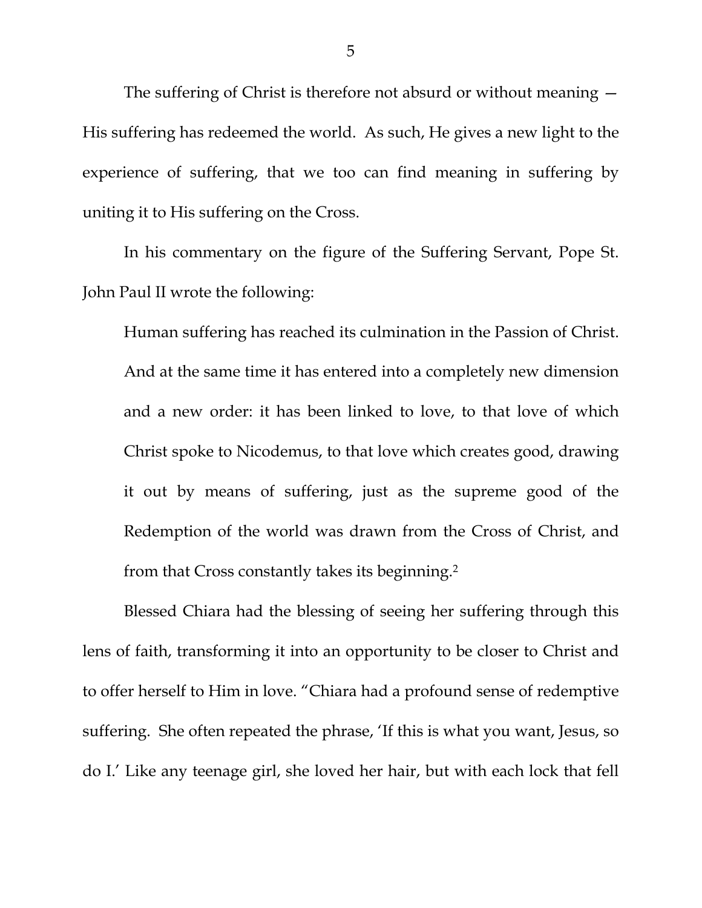The suffering of Christ is therefore not absurd or without meaning — His suffering has redeemed the world. As such, He gives a new light to the experience of suffering, that we too can find meaning in suffering by uniting it to His suffering on the Cross.

In his commentary on the figure of the Suffering Servant, Pope St. John Paul II wrote the following:

> Human suffering has reached its culmination in the Passion of Christ. And at the same time it has entered into a completely new dimension and a new order: it has been linked to love, to that love of which Christ spoke to Nicodemus, to that love which creates good, drawing it out by means of suffering, just as the supreme good of the Redemption of the world was drawn from the Cross of Christ, and from that Cross constantly takes its beginning.[2]

Blessed Chiara had the blessing of seeing her suffering through this lens of faith, transforming it into an opportunity to be closer to Christ and to offer herself to Him in love. "Chiara had a profound sense of redemptive suffering. She often repeated the phrase, 'If this is what you want, Jesus, so do I.' Like any teenage girl, she loved her hair, but with each lock that fell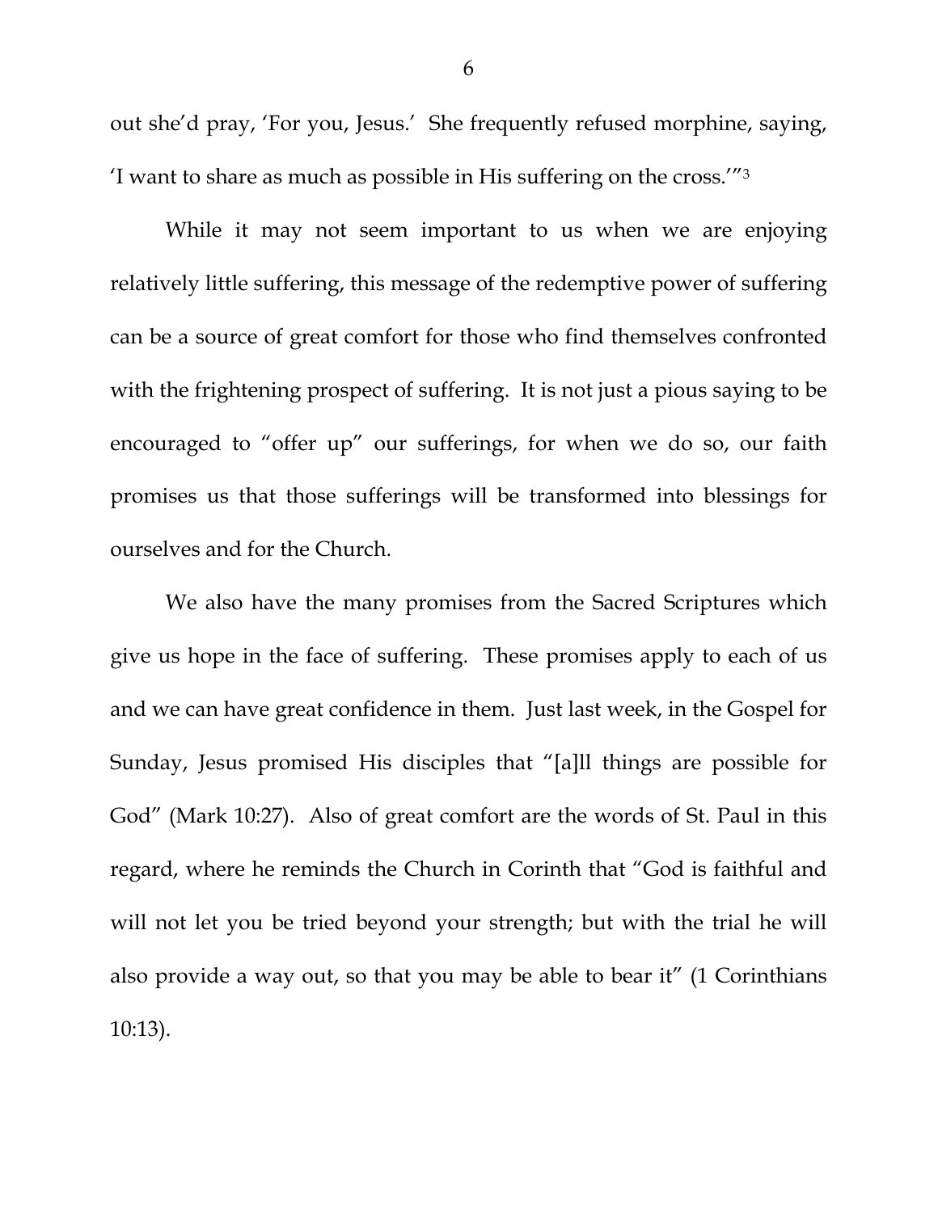out she'd pray, 'For you, Jesus.' She frequently refused morphine, saying, 'I want to share as much as possible in His suffering on the cross.'"[3]

While it may not seem important to us when we are enjoying relatively little suffering, this message of the redemptive power of suffering can be a source of great comfort for those who find themselves confronted with the frightening prospect of suffering. It is not just a pious saying to be encouraged to "offer up" our sufferings, for when we do so, our faith promises us that those sufferings will be transformed into blessings for ourselves and for the Church.

We also have the many promises from the Sacred Scriptures which give us hope in the face of suffering. These promises apply to each of us and we can have great confidence in them. Just last week, in the Gospel for Sunday, Jesus promised His disciples that "[a]ll things are possible for God" (Mark 10:27). Also of great comfort are the words of St. Paul in this regard, where he reminds the Church in Corinth that "God is faithful and will not let you be tried beyond your strength; but with the trial he will also provide a way out, so that you may be able to bear it" (1 Corinthians 10:13).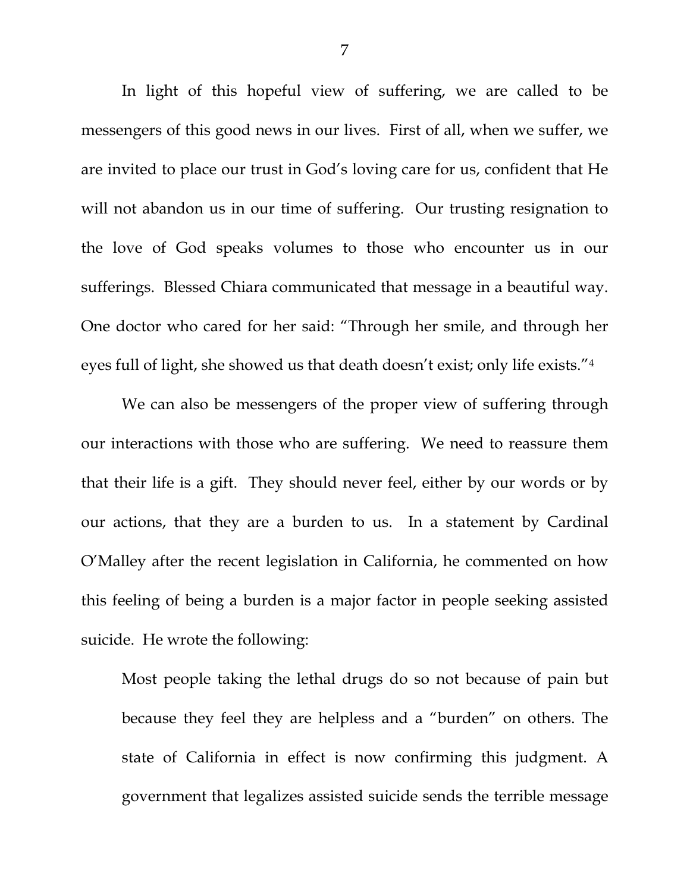In light of this hopeful view of suffering, we are called to be messengers of this good news in our lives. First of all, when we suffer, we are invited to place our trust in God's loving care for us, confident that He will not abandon us in our time of suffering. Our trusting resignation to the love of God speaks volumes to those who encounter us in our sufferings. Blessed Chiara communicated that message in a beautiful way. One doctor who cared for her said: "Through her smile, and through her eyes full of light, she showed us that death doesn't exist; only life exists."[4]

We can also be messengers of the proper view of suffering through our interactions with those who are suffering. We need to reassure them that their life is a gift. They should never feel, either by our words or by our actions, that they are a burden to us. In a statement by Cardinal O'Malley after the recent legislation in California, he commented on how this feeling of being a burden is a major factor in people seeking assisted suicide. He wrote the following:

> Most people taking the lethal drugs do so not because of pain but because they feel they are helpless and a "burden" on others. The state of California in effect is now confirming this judgment. A government that legalizes assisted suicide sends the terrible message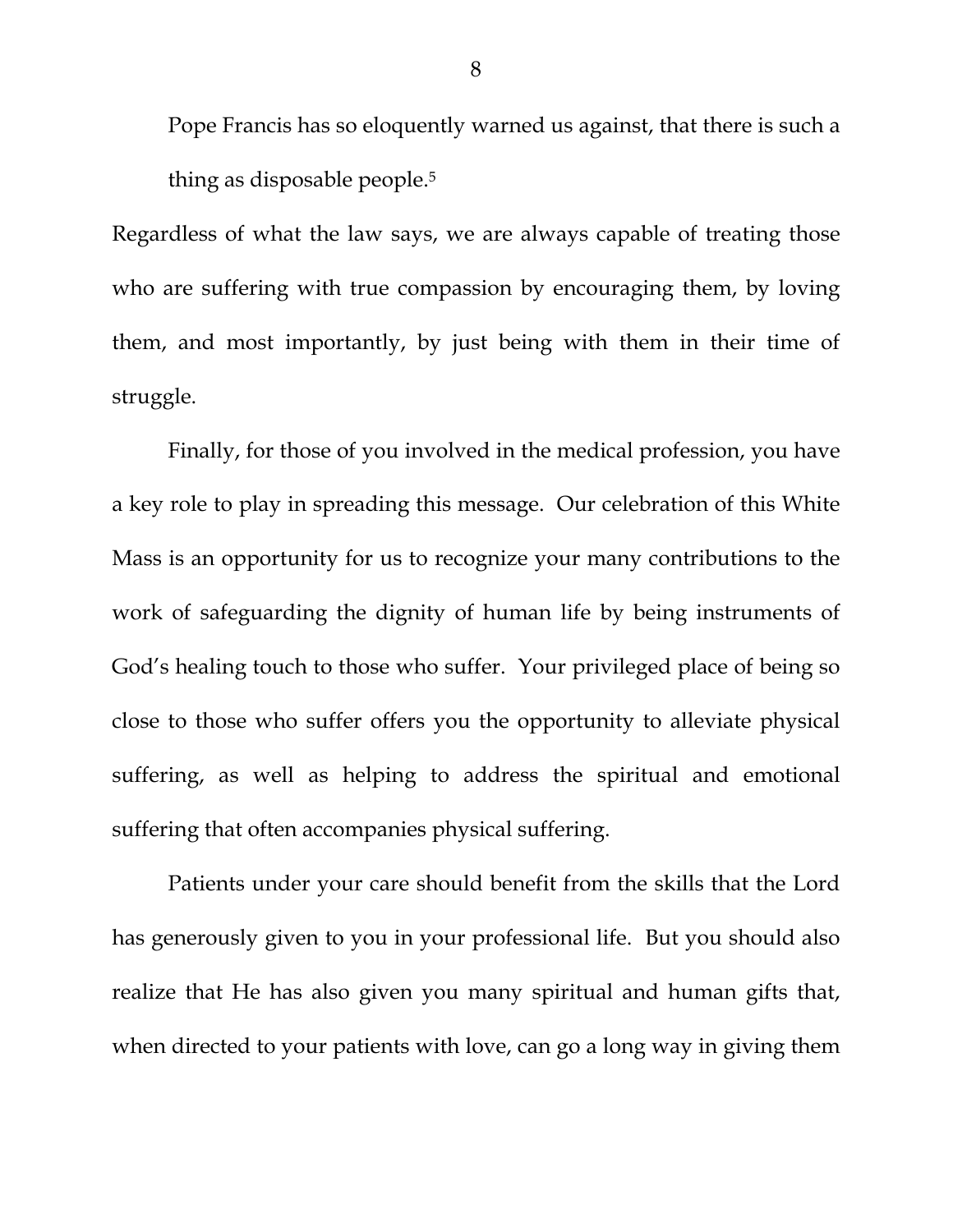Pope Francis has so eloquently warned us against, that there is such a thing as disposable people.[5]

Regardless of what the law says, we are always capable of treating those who are suffering with true compassion by encouraging them, by loving them, and most importantly, by just being with them in their time of struggle.

Finally, for those of you involved in the medical profession, you have a key role to play in spreading this message. Our celebration of this White Mass is an opportunity for us to recognize your many contributions to the work of safeguarding the dignity of human life by being instruments of God's healing touch to those who suffer. Your privileged place of being so close to those who suffer offers you the opportunity to alleviate physical suffering, as well as helping to address the spiritual and emotional suffering that often accompanies physical suffering.

Patients under your care should benefit from the skills that the Lord has generously given to you in your professional life. But you should also realize that He has also given you many spiritual and human gifts that, when directed to your patients with love, can go a long way in giving them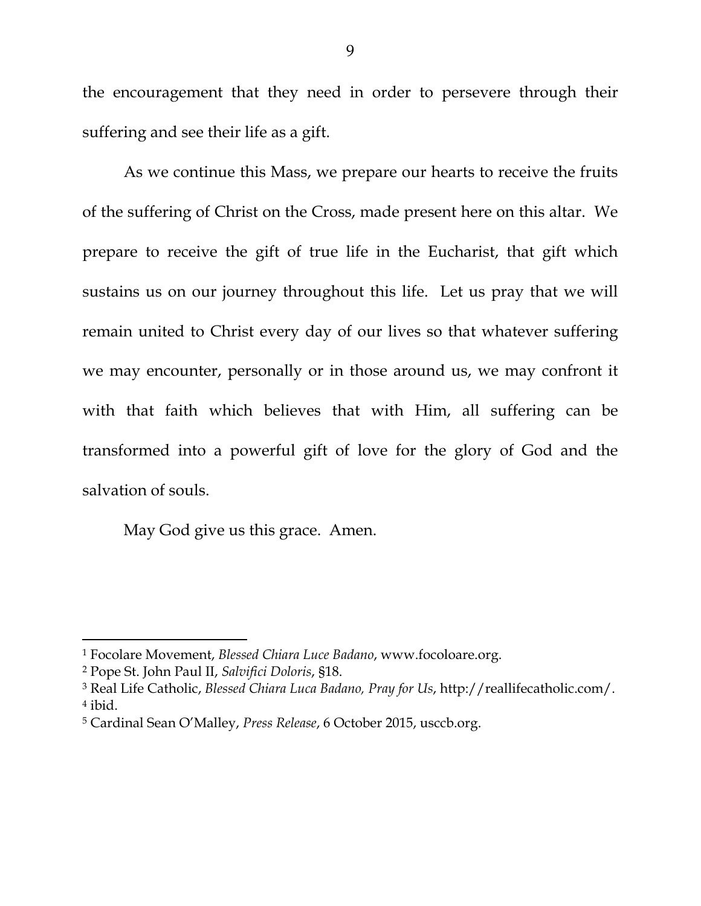the encouragement that they need in order to persevere through their suffering and see their life as a gift.

As we continue this Mass, we prepare our hearts to receive the fruits of the suffering of Christ on the Cross, made present here on this altar. We prepare to receive the gift of true life in the Eucharist, that gift which sustains us on our journey throughout this life. Let us pray that we will remain united to Christ every day of our lives so that whatever suffering we may encounter, personally or in those around us, we may confront it with that faith which believes that with Him, all suffering can be transformed into a powerful gift of love for the glory of God and the salvation of souls.

May God give us this grace. Amen.

---

[1] Focolare Movement, *Blessed Chiara Luce Badano*, www.focoloare.org.

[2] Pope St. John Paul II, *Salvifici Doloris*, §18.

[3] Real Life Catholic, *Blessed Chiara Luca Badano, Pray for Us*, http://reallifecatholic.com/.

[4] ibid.

[5] Cardinal Sean O'Malley, *Press Release*, 6 October 2015, usccb.org.